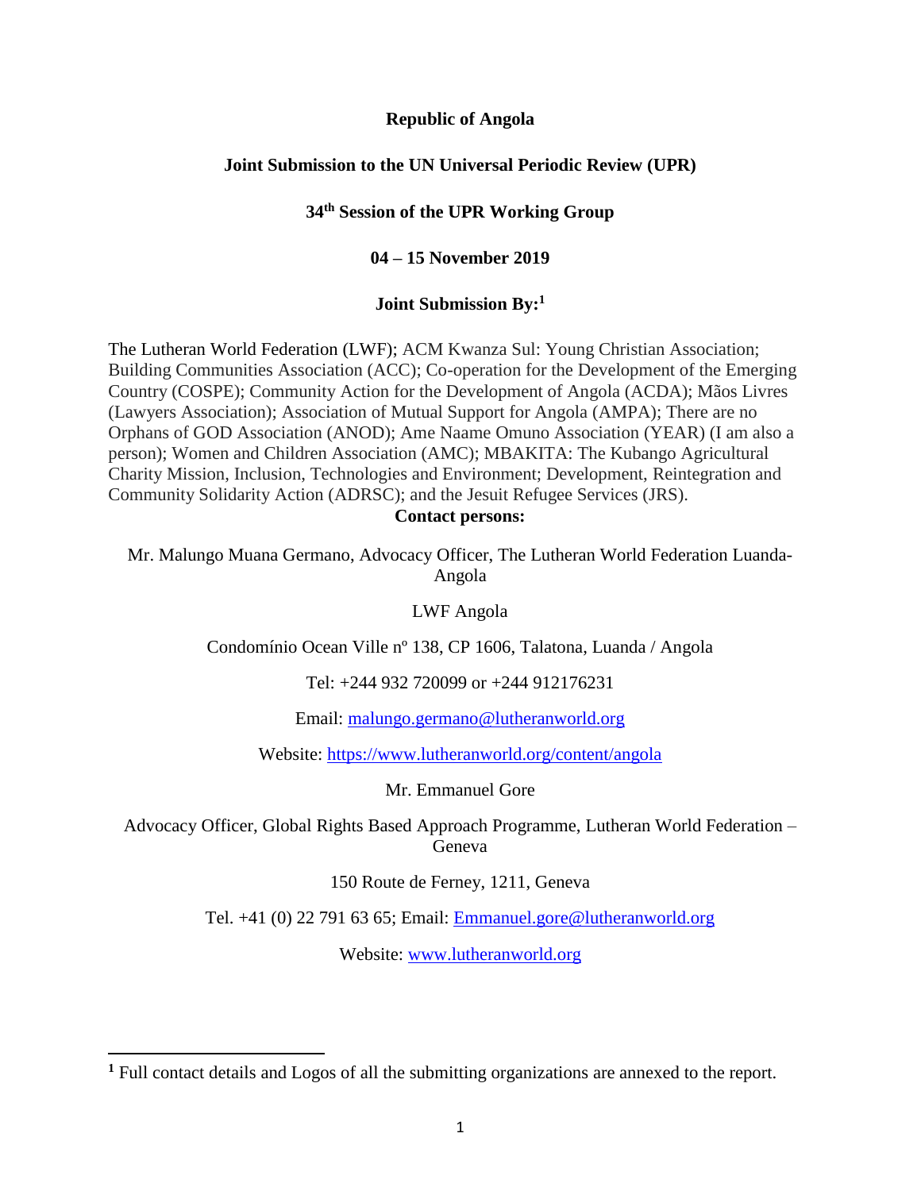**Republic of Angola**

**Joint Submission to the UN Universal Periodic Review (UPR)**

**34th Session of the UPR Working Group**

**04 – 15 November 2019**

**Joint Submission By:[1]**

The Lutheran World Federation (LWF); ACM Kwanza Sul: Young Christian Association; Building Communities Association (ACC); Co-operation for the Development of the Emerging Country (COSPE); Community Action for the Development of Angola (ACDA); Mãos Livres (Lawyers Association); Association of Mutual Support for Angola (AMPA); There are no Orphans of GOD Association (ANOD); Ame Naame Omuno Association (YEAR) (I am also a person); Women and Children Association (AMC); MBAKITA: The Kubango Agricultural Charity Mission, Inclusion, Technologies and Environment; Development, Reintegration and Community Solidarity Action (ADRSC); and the Jesuit Refugee Services (JRS).

**Contact persons:**

Mr. Malungo Muana Germano, Advocacy Officer, The Lutheran World Federation Luanda-Angola

LWF Angola

Condomínio Ocean Ville nº 138, CP 1606, Talatona, Luanda / Angola

Tel: +244 932 720099 or +244 912176231

Email: malungo.germano@lutheranworld.org

Website: https://www.lutheranworld.org/content/angola

Mr. Emmanuel Gore

Advocacy Officer, Global Rights Based Approach Programme, Lutheran World Federation – Geneva

150 Route de Ferney, 1211, Geneva

Tel. +41 (0) 22 791 63 65; Email: Emmanuel.gore@lutheranworld.org

Website: www.lutheranworld.org

---

[1] Full contact details and Logos of all the submitting organizations are annexed to the report.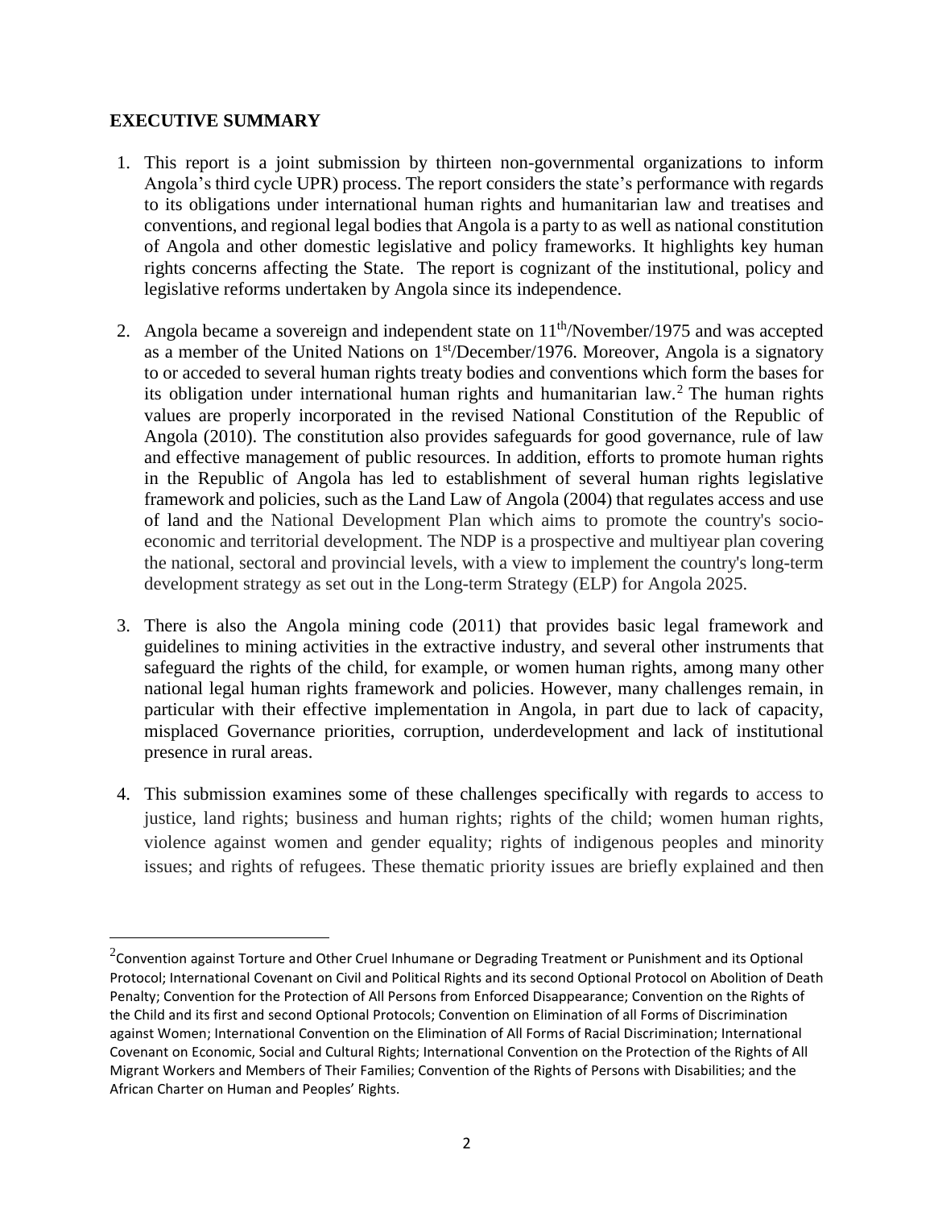## EXECUTIVE SUMMARY

1. This report is a joint submission by thirteen non-governmental organizations to inform Angola's third cycle UPR) process. The report considers the state's performance with regards to its obligations under international human rights and humanitarian law and treatises and conventions, and regional legal bodies that Angola is a party to as well as national constitution of Angola and other domestic legislative and policy frameworks. It highlights key human rights concerns affecting the State. The report is cognizant of the institutional, policy and legislative reforms undertaken by Angola since its independence.

2. Angola became a sovereign and independent state on 11th/November/1975 and was accepted as a member of the United Nations on 1st/December/1976. Moreover, Angola is a signatory to or acceded to several human rights treaty bodies and conventions which form the bases for its obligation under international human rights and humanitarian law.[2] The human rights values are properly incorporated in the revised National Constitution of the Republic of Angola (2010). The constitution also provides safeguards for good governance, rule of law and effective management of public resources. In addition, efforts to promote human rights in the Republic of Angola has led to establishment of several human rights legislative framework and policies, such as the Land Law of Angola (2004) that regulates access and use of land and the National Development Plan which aims to promote the country's socio-economic and territorial development. The NDP is a prospective and multiyear plan covering the national, sectoral and provincial levels, with a view to implement the country's long-term development strategy as set out in the Long-term Strategy (ELP) for Angola 2025.

3. There is also the Angola mining code (2011) that provides basic legal framework and guidelines to mining activities in the extractive industry, and several other instruments that safeguard the rights of the child, for example, or women human rights, among many other national legal human rights framework and policies. However, many challenges remain, in particular with their effective implementation in Angola, in part due to lack of capacity, misplaced Governance priorities, corruption, underdevelopment and lack of institutional presence in rural areas.

4. This submission examines some of these challenges specifically with regards to access to justice, land rights; business and human rights; rights of the child; women human rights, violence against women and gender equality; rights of indigenous peoples and minority issues; and rights of refugees. These thematic priority issues are briefly explained and then

---

[2] Convention against Torture and Other Cruel Inhumane or Degrading Treatment or Punishment and its Optional Protocol; International Covenant on Civil and Political Rights and its second Optional Protocol on Abolition of Death Penalty; Convention for the Protection of All Persons from Enforced Disappearance; Convention on the Rights of the Child and its first and second Optional Protocols; Convention on Elimination of all Forms of Discrimination against Women; International Convention on the Elimination of All Forms of Racial Discrimination; International Covenant on Economic, Social and Cultural Rights; International Convention on the Protection of the Rights of All Migrant Workers and Members of Their Families; Convention of the Rights of Persons with Disabilities; and the African Charter on Human and Peoples' Rights.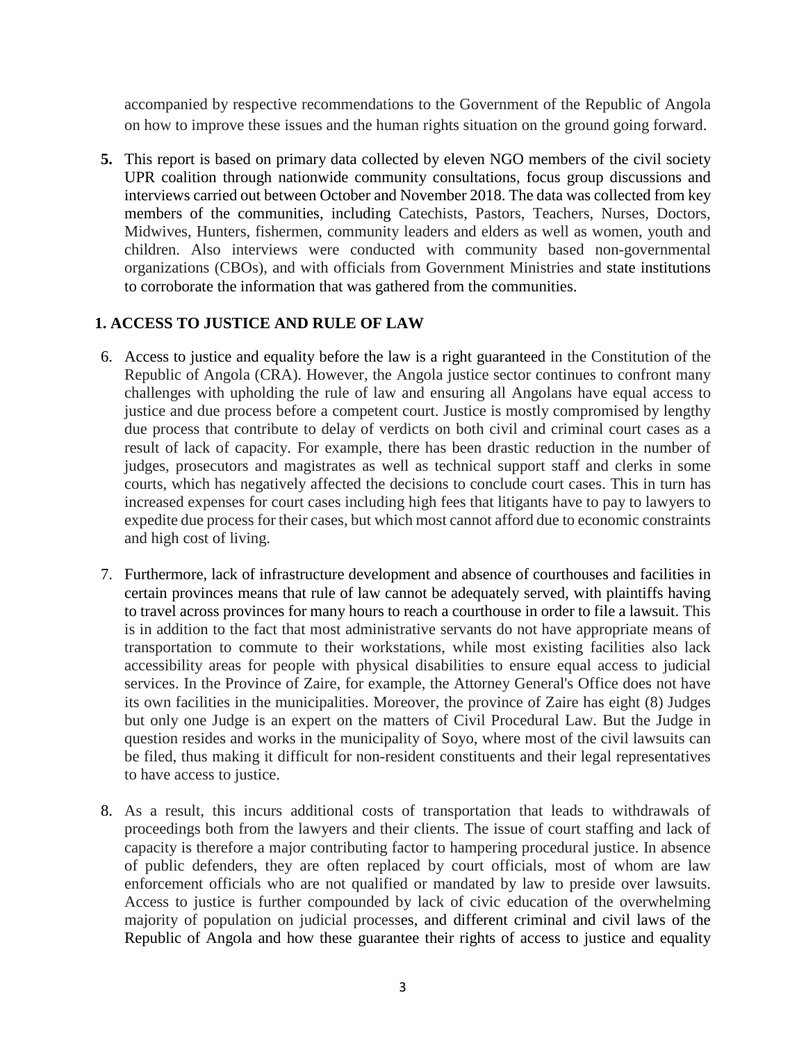accompanied by respective recommendations to the Government of the Republic of Angola on how to improve these issues and the human rights situation on the ground going forward.

**5.** This report is based on primary data collected by eleven NGO members of the civil society UPR coalition through nationwide community consultations, focus group discussions and interviews carried out between October and November 2018. The data was collected from key members of the communities, including Catechists, Pastors, Teachers, Nurses, Doctors, Midwives, Hunters, fishermen, community leaders and elders as well as women, youth and children. Also interviews were conducted with community based non-governmental organizations (CBOs), and with officials from Government Ministries and state institutions to corroborate the information that was gathered from the communities.

## 1. ACCESS TO JUSTICE AND RULE OF LAW

6. Access to justice and equality before the law is a right guaranteed in the Constitution of the Republic of Angola (CRA). However, the Angola justice sector continues to confront many challenges with upholding the rule of law and ensuring all Angolans have equal access to justice and due process before a competent court. Justice is mostly compromised by lengthy due process that contribute to delay of verdicts on both civil and criminal court cases as a result of lack of capacity. For example, there has been drastic reduction in the number of judges, prosecutors and magistrates as well as technical support staff and clerks in some courts, which has negatively affected the decisions to conclude court cases. This in turn has increased expenses for court cases including high fees that litigants have to pay to lawyers to expedite due process for their cases, but which most cannot afford due to economic constraints and high cost of living.

7. Furthermore, lack of infrastructure development and absence of courthouses and facilities in certain provinces means that rule of law cannot be adequately served, with plaintiffs having to travel across provinces for many hours to reach a courthouse in order to file a lawsuit. This is in addition to the fact that most administrative servants do not have appropriate means of transportation to commute to their workstations, while most existing facilities also lack accessibility areas for people with physical disabilities to ensure equal access to judicial services. In the Province of Zaire, for example, the Attorney General's Office does not have its own facilities in the municipalities. Moreover, the province of Zaire has eight (8) Judges but only one Judge is an expert on the matters of Civil Procedural Law. But the Judge in question resides and works in the municipality of Soyo, where most of the civil lawsuits can be filed, thus making it difficult for non-resident constituents and their legal representatives to have access to justice.

8. As a result, this incurs additional costs of transportation that leads to withdrawals of proceedings both from the lawyers and their clients. The issue of court staffing and lack of capacity is therefore a major contributing factor to hampering procedural justice. In absence of public defenders, they are often replaced by court officials, most of whom are law enforcement officials who are not qualified or mandated by law to preside over lawsuits. Access to justice is further compounded by lack of civic education of the overwhelming majority of population on judicial processes, and different criminal and civil laws of the Republic of Angola and how these guarantee their rights of access to justice and equality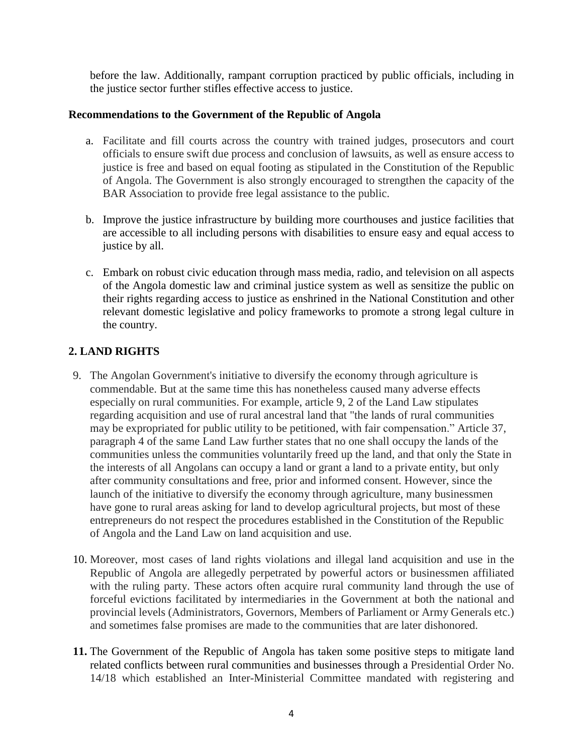before the law. Additionally, rampant corruption practiced by public officials, including in the justice sector further stifles effective access to justice.

**Recommendations to the Government of the Republic of Angola**

a. Facilitate and fill courts across the country with trained judges, prosecutors and court officials to ensure swift due process and conclusion of lawsuits, as well as ensure access to justice is free and based on equal footing as stipulated in the Constitution of the Republic of Angola. The Government is also strongly encouraged to strengthen the capacity of the BAR Association to provide free legal assistance to the public.

b. Improve the justice infrastructure by building more courthouses and justice facilities that are accessible to all including persons with disabilities to ensure easy and equal access to justice by all.

c. Embark on robust civic education through mass media, radio, and television on all aspects of the Angola domestic law and criminal justice system as well as sensitize the public on their rights regarding access to justice as enshrined in the National Constitution and other relevant domestic legislative and policy frameworks to promote a strong legal culture in the country.

## 2. LAND RIGHTS

9. The Angolan Government's initiative to diversify the economy through agriculture is commendable. But at the same time this has nonetheless caused many adverse effects especially on rural communities. For example, article 9, 2 of the Land Law stipulates regarding acquisition and use of rural ancestral land that "the lands of rural communities may be expropriated for public utility to be petitioned, with fair compensation." Article 37, paragraph 4 of the same Land Law further states that no one shall occupy the lands of the communities unless the communities voluntarily freed up the land, and that only the State in the interests of all Angolans can occupy a land or grant a land to a private entity, but only after community consultations and free, prior and informed consent. However, since the launch of the initiative to diversify the economy through agriculture, many businessmen have gone to rural areas asking for land to develop agricultural projects, but most of these entrepreneurs do not respect the procedures established in the Constitution of the Republic of Angola and the Land Law on land acquisition and use.

10. Moreover, most cases of land rights violations and illegal land acquisition and use in the Republic of Angola are allegedly perpetrated by powerful actors or businessmen affiliated with the ruling party. These actors often acquire rural community land through the use of forceful evictions facilitated by intermediaries in the Government at both the national and provincial levels (Administrators, Governors, Members of Parliament or Army Generals etc.) and sometimes false promises are made to the communities that are later dishonored.

**11.** The Government of the Republic of Angola has taken some positive steps to mitigate land related conflicts between rural communities and businesses through a Presidential Order No. 14/18 which established an Inter-Ministerial Committee mandated with registering and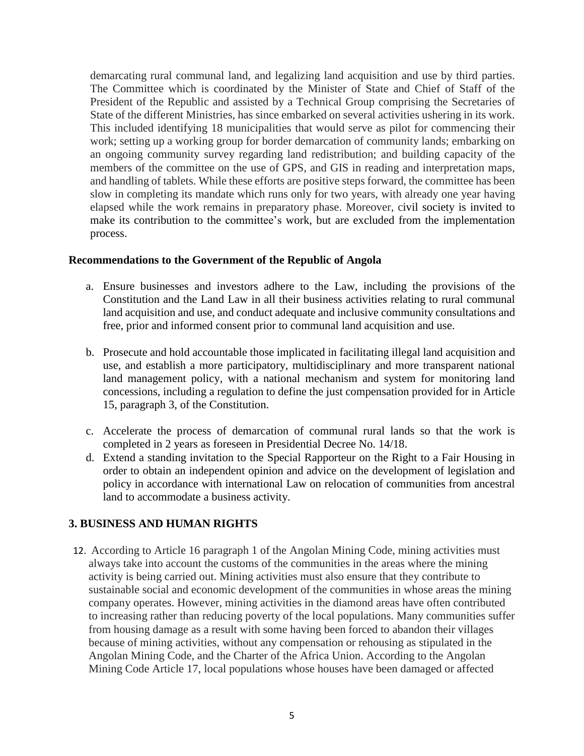demarcating rural communal land, and legalizing land acquisition and use by third parties. The Committee which is coordinated by the Minister of State and Chief of Staff of the President of the Republic and assisted by a Technical Group comprising the Secretaries of State of the different Ministries, has since embarked on several activities ushering in its work. This included identifying 18 municipalities that would serve as pilot for commencing their work; setting up a working group for border demarcation of community lands; embarking on an ongoing community survey regarding land redistribution; and building capacity of the members of the committee on the use of GPS, and GIS in reading and interpretation maps, and handling of tablets. While these efforts are positive steps forward, the committee has been slow in completing its mandate which runs only for two years, with already one year having elapsed while the work remains in preparatory phase. Moreover, civil society is invited to make its contribution to the committee's work, but are excluded from the implementation process.

**Recommendations to the Government of the Republic of Angola**

a. Ensure businesses and investors adhere to the Law, including the provisions of the Constitution and the Land Law in all their business activities relating to rural communal land acquisition and use, and conduct adequate and inclusive community consultations and free, prior and informed consent prior to communal land acquisition and use.

b. Prosecute and hold accountable those implicated in facilitating illegal land acquisition and use, and establish a more participatory, multidisciplinary and more transparent national land management policy, with a national mechanism and system for monitoring land concessions, including a regulation to define the just compensation provided for in Article 15, paragraph 3, of the Constitution.

c. Accelerate the process of demarcation of communal rural lands so that the work is completed in 2 years as foreseen in Presidential Decree No. 14/18.

d. Extend a standing invitation to the Special Rapporteur on the Right to a Fair Housing in order to obtain an independent opinion and advice on the development of legislation and policy in accordance with international Law on relocation of communities from ancestral land to accommodate a business activity.

## 3. BUSINESS AND HUMAN RIGHTS

12. According to Article 16 paragraph 1 of the Angolan Mining Code, mining activities must always take into account the customs of the communities in the areas where the mining activity is being carried out. Mining activities must also ensure that they contribute to sustainable social and economic development of the communities in whose areas the mining company operates. However, mining activities in the diamond areas have often contributed to increasing rather than reducing poverty of the local populations. Many communities suffer from housing damage as a result with some having been forced to abandon their villages because of mining activities, without any compensation or rehousing as stipulated in the Angolan Mining Code, and the Charter of the Africa Union. According to the Angolan Mining Code Article 17, local populations whose houses have been damaged or affected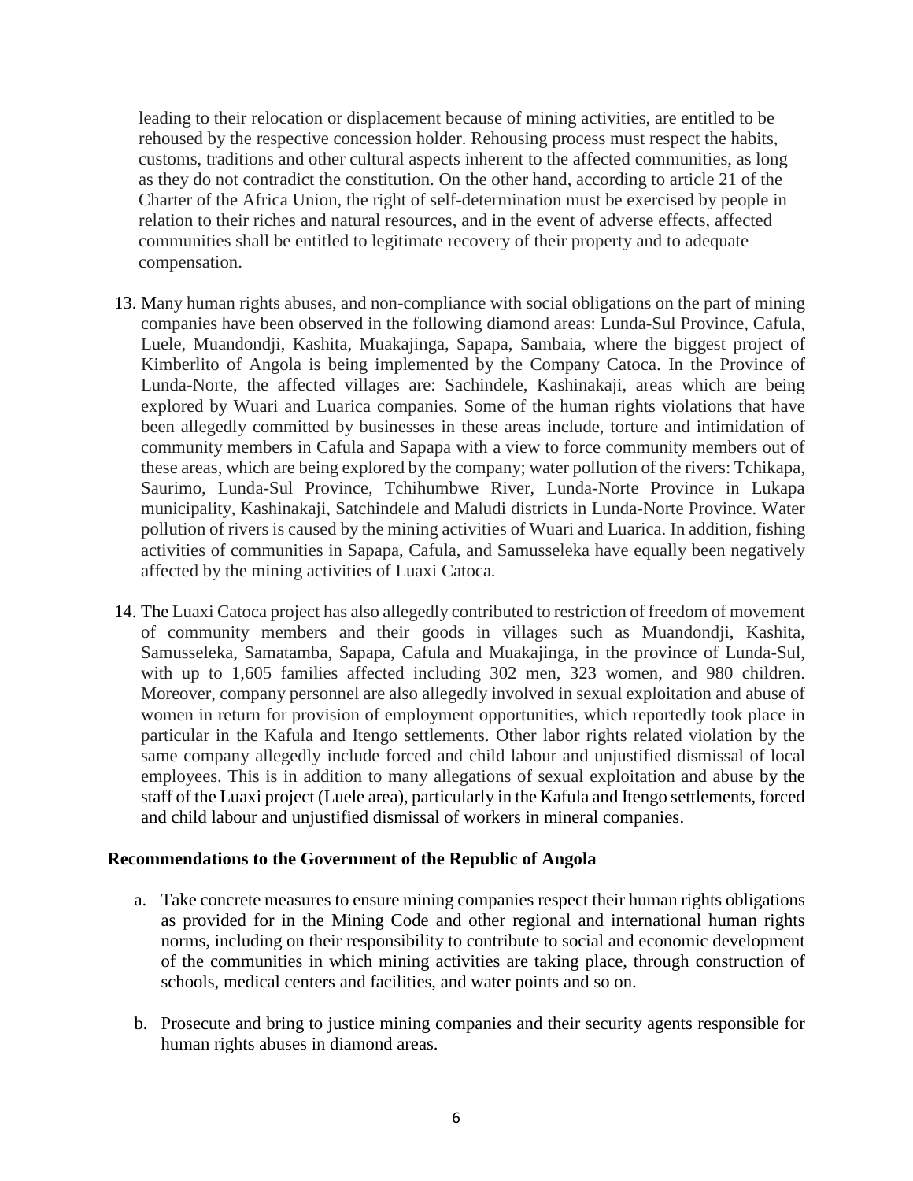leading to their relocation or displacement because of mining activities, are entitled to be rehoused by the respective concession holder. Rehousing process must respect the habits, customs, traditions and other cultural aspects inherent to the affected communities, as long as they do not contradict the constitution. On the other hand, according to article 21 of the Charter of the Africa Union, the right of self-determination must be exercised by people in relation to their riches and natural resources, and in the event of adverse effects, affected communities shall be entitled to legitimate recovery of their property and to adequate compensation.

13. Many human rights abuses, and non-compliance with social obligations on the part of mining companies have been observed in the following diamond areas: Lunda-Sul Province, Cafula, Luele, Muandondji, Kashita, Muakajinga, Sapapa, Sambaia, where the biggest project of Kimberlito of Angola is being implemented by the Company Catoca. In the Province of Lunda-Norte, the affected villages are: Sachindele, Kashinakaji, areas which are being explored by Wuari and Luarica companies. Some of the human rights violations that have been allegedly committed by businesses in these areas include, torture and intimidation of community members in Cafula and Sapapa with a view to force community members out of these areas, which are being explored by the company; water pollution of the rivers: Tchikapa, Saurimo, Lunda-Sul Province, Tchihumbwe River, Lunda-Norte Province in Lukapa municipality, Kashinakaji, Satchindele and Maludi districts in Lunda-Norte Province. Water pollution of rivers is caused by the mining activities of Wuari and Luarica. In addition, fishing activities of communities in Sapapa, Cafula, and Samusseleka have equally been negatively affected by the mining activities of Luaxi Catoca.

14. The Luaxi Catoca project has also allegedly contributed to restriction of freedom of movement of community members and their goods in villages such as Muandondji, Kashita, Samusseleka, Samatamba, Sapapa, Cafula and Muakajinga, in the province of Lunda-Sul, with up to 1,605 families affected including 302 men, 323 women, and 980 children. Moreover, company personnel are also allegedly involved in sexual exploitation and abuse of women in return for provision of employment opportunities, which reportedly took place in particular in the Kafula and Itengo settlements. Other labor rights related violation by the same company allegedly include forced and child labour and unjustified dismissal of local employees. This is in addition to many allegations of sexual exploitation and abuse by the staff of the Luaxi project (Luele area), particularly in the Kafula and Itengo settlements, forced and child labour and unjustified dismissal of workers in mineral companies.

**Recommendations to the Government of the Republic of Angola**

a. Take concrete measures to ensure mining companies respect their human rights obligations as provided for in the Mining Code and other regional and international human rights norms, including on their responsibility to contribute to social and economic development of the communities in which mining activities are taking place, through construction of schools, medical centers and facilities, and water points and so on.

b. Prosecute and bring to justice mining companies and their security agents responsible for human rights abuses in diamond areas.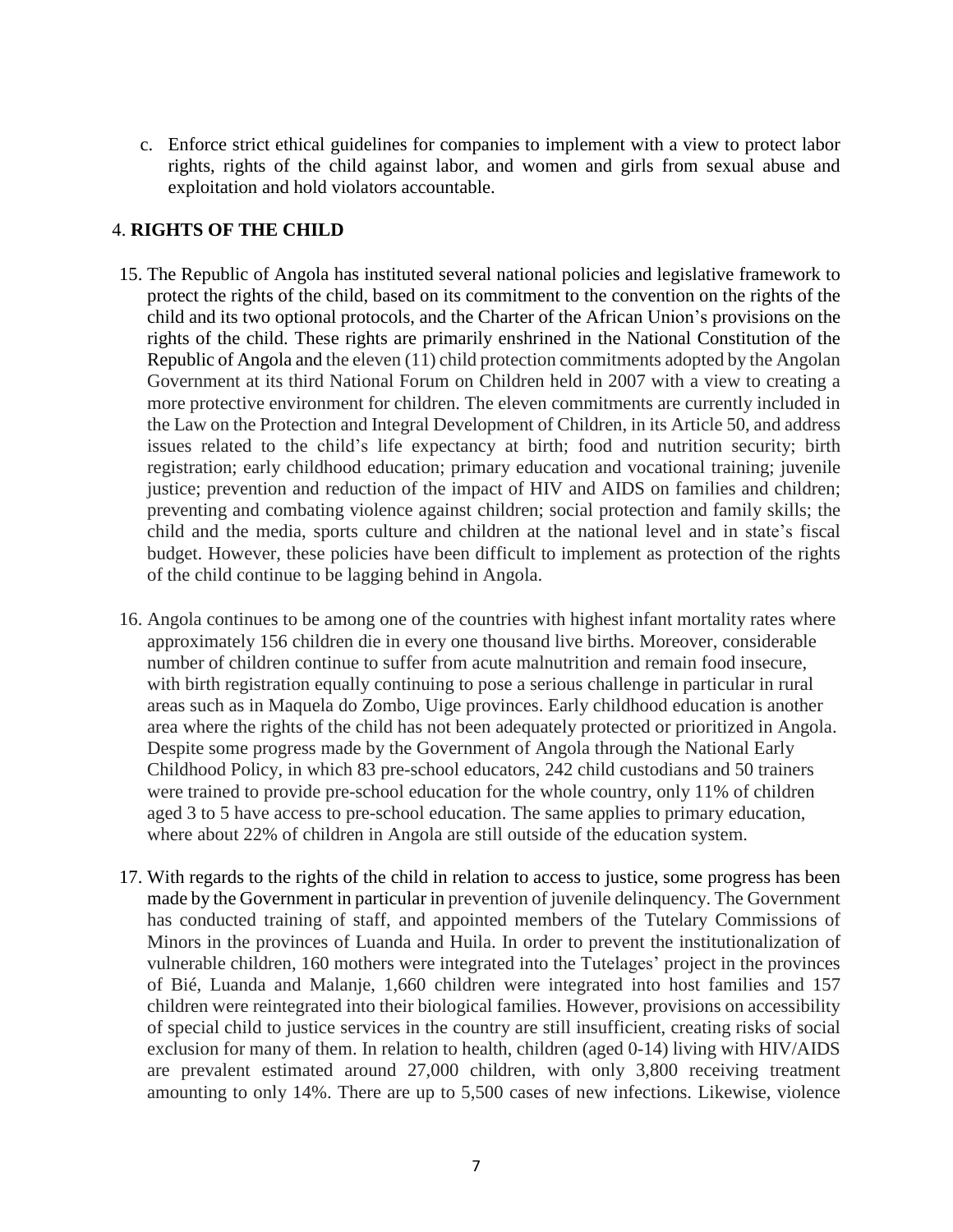c. Enforce strict ethical guidelines for companies to implement with a view to protect labor rights, rights of the child against labor, and women and girls from sexual abuse and exploitation and hold violators accountable.

## 4. **RIGHTS OF THE CHILD**

15. The Republic of Angola has instituted several national policies and legislative framework to protect the rights of the child, based on its commitment to the convention on the rights of the child and its two optional protocols, and the Charter of the African Union's provisions on the rights of the child. These rights are primarily enshrined in the National Constitution of the Republic of Angola and the eleven (11) child protection commitments adopted by the Angolan Government at its third National Forum on Children held in 2007 with a view to creating a more protective environment for children. The eleven commitments are currently included in the Law on the Protection and Integral Development of Children, in its Article 50, and address issues related to the child's life expectancy at birth; food and nutrition security; birth registration; early childhood education; primary education and vocational training; juvenile justice; prevention and reduction of the impact of HIV and AIDS on families and children; preventing and combating violence against children; social protection and family skills; the child and the media, sports culture and children at the national level and in state's fiscal budget. However, these policies have been difficult to implement as protection of the rights of the child continue to be lagging behind in Angola.

16. Angola continues to be among one of the countries with highest infant mortality rates where approximately 156 children die in every one thousand live births. Moreover, considerable number of children continue to suffer from acute malnutrition and remain food insecure, with birth registration equally continuing to pose a serious challenge in particular in rural areas such as in Maquela do Zombo, Uige provinces. Early childhood education is another area where the rights of the child has not been adequately protected or prioritized in Angola. Despite some progress made by the Government of Angola through the National Early Childhood Policy, in which 83 pre-school educators, 242 child custodians and 50 trainers were trained to provide pre-school education for the whole country, only 11% of children aged 3 to 5 have access to pre-school education. The same applies to primary education, where about 22% of children in Angola are still outside of the education system.

17. With regards to the rights of the child in relation to access to justice, some progress has been made by the Government in particular in prevention of juvenile delinquency. The Government has conducted training of staff, and appointed members of the Tutelary Commissions of Minors in the provinces of Luanda and Huila. In order to prevent the institutionalization of vulnerable children, 160 mothers were integrated into the Tutelages' project in the provinces of Bié, Luanda and Malanje, 1,660 children were integrated into host families and 157 children were reintegrated into their biological families. However, provisions on accessibility of special child to justice services in the country are still insufficient, creating risks of social exclusion for many of them. In relation to health, children (aged 0-14) living with HIV/AIDS are prevalent estimated around 27,000 children, with only 3,800 receiving treatment amounting to only 14%. There are up to 5,500 cases of new infections. Likewise, violence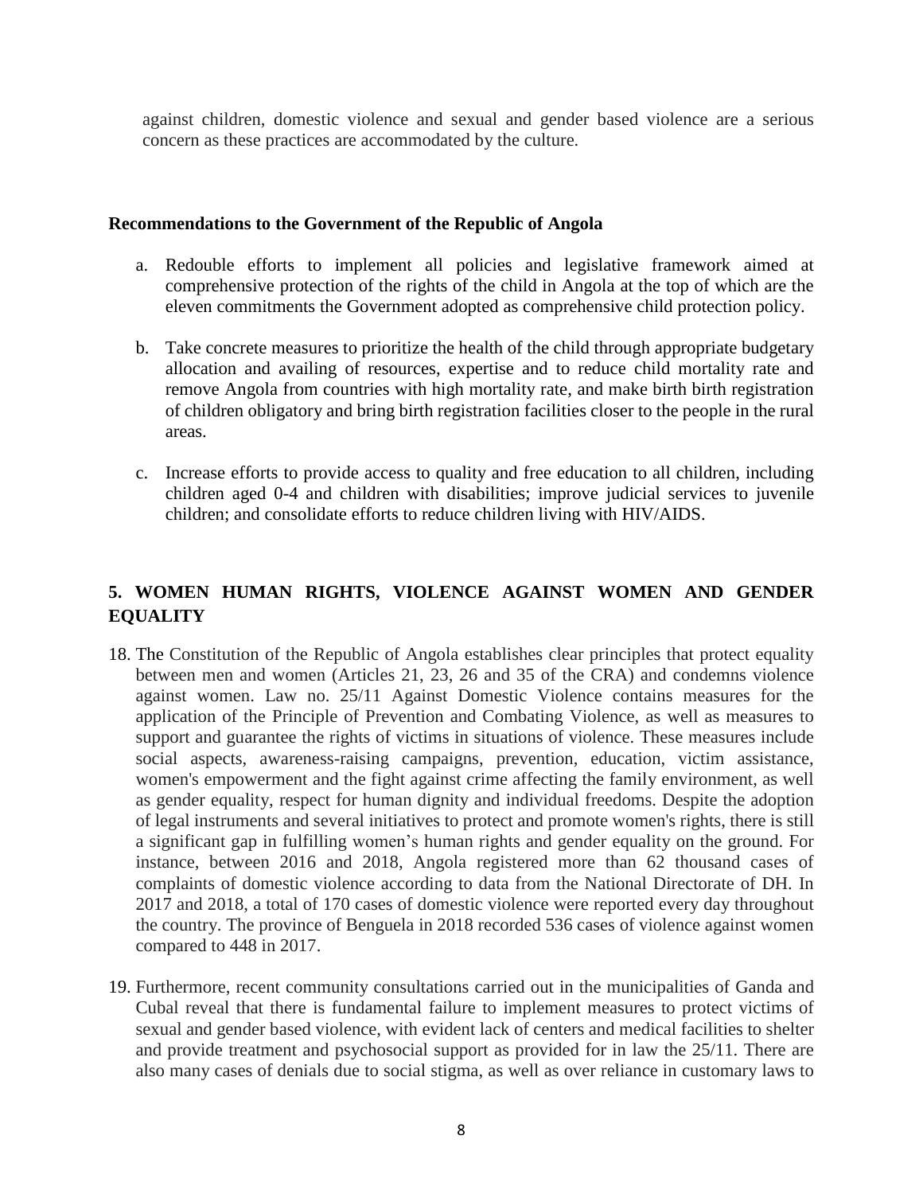against children, domestic violence and sexual and gender based violence are a serious concern as these practices are accommodated by the culture.

**Recommendations to the Government of the Republic of Angola**

a. Redouble efforts to implement all policies and legislative framework aimed at comprehensive protection of the rights of the child in Angola at the top of which are the eleven commitments the Government adopted as comprehensive child protection policy.

b. Take concrete measures to prioritize the health of the child through appropriate budgetary allocation and availing of resources, expertise and to reduce child mortality rate and remove Angola from countries with high mortality rate, and make birth birth registration of children obligatory and bring birth registration facilities closer to the people in the rural areas.

c. Increase efforts to provide access to quality and free education to all children, including children aged 0-4 and children with disabilities; improve judicial services to juvenile children; and consolidate efforts to reduce children living with HIV/AIDS.

## 5. WOMEN HUMAN RIGHTS, VIOLENCE AGAINST WOMEN AND GENDER EQUALITY

18. The Constitution of the Republic of Angola establishes clear principles that protect equality between men and women (Articles 21, 23, 26 and 35 of the CRA) and condemns violence against women. Law no. 25/11 Against Domestic Violence contains measures for the application of the Principle of Prevention and Combating Violence, as well as measures to support and guarantee the rights of victims in situations of violence. These measures include social aspects, awareness-raising campaigns, prevention, education, victim assistance, women's empowerment and the fight against crime affecting the family environment, as well as gender equality, respect for human dignity and individual freedoms. Despite the adoption of legal instruments and several initiatives to protect and promote women's rights, there is still a significant gap in fulfilling women's human rights and gender equality on the ground. For instance, between 2016 and 2018, Angola registered more than 62 thousand cases of complaints of domestic violence according to data from the National Directorate of DH. In 2017 and 2018, a total of 170 cases of domestic violence were reported every day throughout the country. The province of Benguela in 2018 recorded 536 cases of violence against women compared to 448 in 2017.

19. Furthermore, recent community consultations carried out in the municipalities of Ganda and Cubal reveal that there is fundamental failure to implement measures to protect victims of sexual and gender based violence, with evident lack of centers and medical facilities to shelter and provide treatment and psychosocial support as provided for in law the 25/11. There are also many cases of denials due to social stigma, as well as over reliance in customary laws to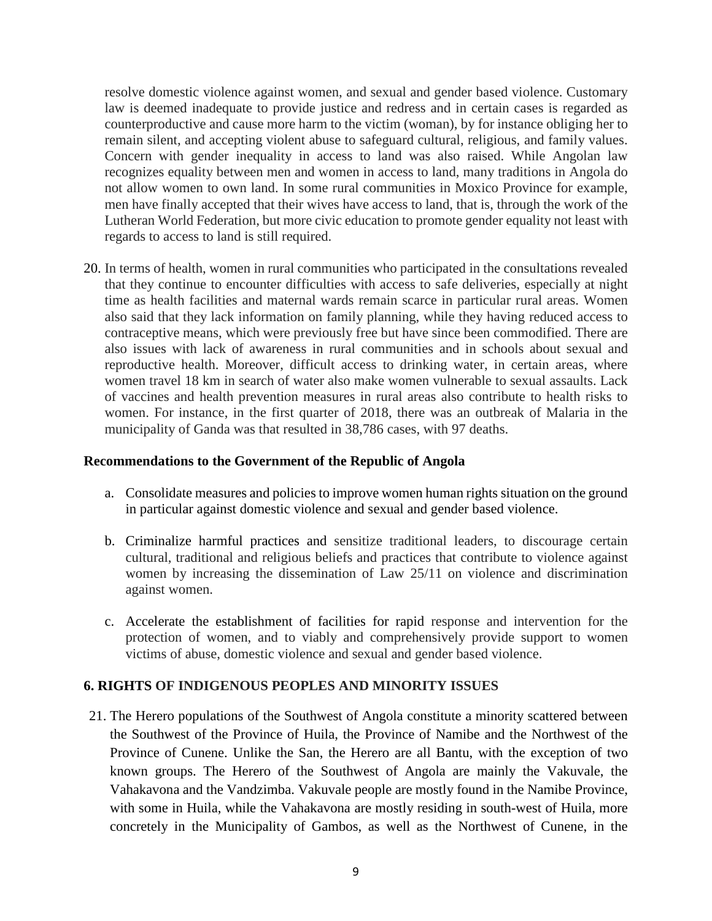resolve domestic violence against women, and sexual and gender based violence. Customary law is deemed inadequate to provide justice and redress and in certain cases is regarded as counterproductive and cause more harm to the victim (woman), by for instance obliging her to remain silent, and accepting violent abuse to safeguard cultural, religious, and family values. Concern with gender inequality in access to land was also raised. While Angolan law recognizes equality between men and women in access to land, many traditions in Angola do not allow women to own land. In some rural communities in Moxico Province for example, men have finally accepted that their wives have access to land, that is, through the work of the Lutheran World Federation, but more civic education to promote gender equality not least with regards to access to land is still required.

20. In terms of health, women in rural communities who participated in the consultations revealed that they continue to encounter difficulties with access to safe deliveries, especially at night time as health facilities and maternal wards remain scarce in particular rural areas. Women also said that they lack information on family planning, while they having reduced access to contraceptive means, which were previously free but have since been commodified. There are also issues with lack of awareness in rural communities and in schools about sexual and reproductive health. Moreover, difficult access to drinking water, in certain areas, where women travel 18 km in search of water also make women vulnerable to sexual assaults. Lack of vaccines and health prevention measures in rural areas also contribute to health risks to women. For instance, in the first quarter of 2018, there was an outbreak of Malaria in the municipality of Ganda was that resulted in 38,786 cases, with 97 deaths.

**Recommendations to the Government of the Republic of Angola**

a. Consolidate measures and policies to improve women human rights situation on the ground in particular against domestic violence and sexual and gender based violence.

b. Criminalize harmful practices and sensitize traditional leaders, to discourage certain cultural, traditional and religious beliefs and practices that contribute to violence against women by increasing the dissemination of Law 25/11 on violence and discrimination against women.

c. Accelerate the establishment of facilities for rapid response and intervention for the protection of women, and to viably and comprehensively provide support to women victims of abuse, domestic violence and sexual and gender based violence.

## 6. RIGHTS OF INDIGENOUS PEOPLES AND MINORITY ISSUES

21. The Herero populations of the Southwest of Angola constitute a minority scattered between the Southwest of the Province of Huila, the Province of Namibe and the Northwest of the Province of Cunene. Unlike the San, the Herero are all Bantu, with the exception of two known groups. The Herero of the Southwest of Angola are mainly the Vakuvale, the Vahakavona and the Vandzimba. Vakuvale people are mostly found in the Namibe Province, with some in Huila, while the Vahakavona are mostly residing in south-west of Huila, more concretely in the Municipality of Gambos, as well as the Northwest of Cunene, in the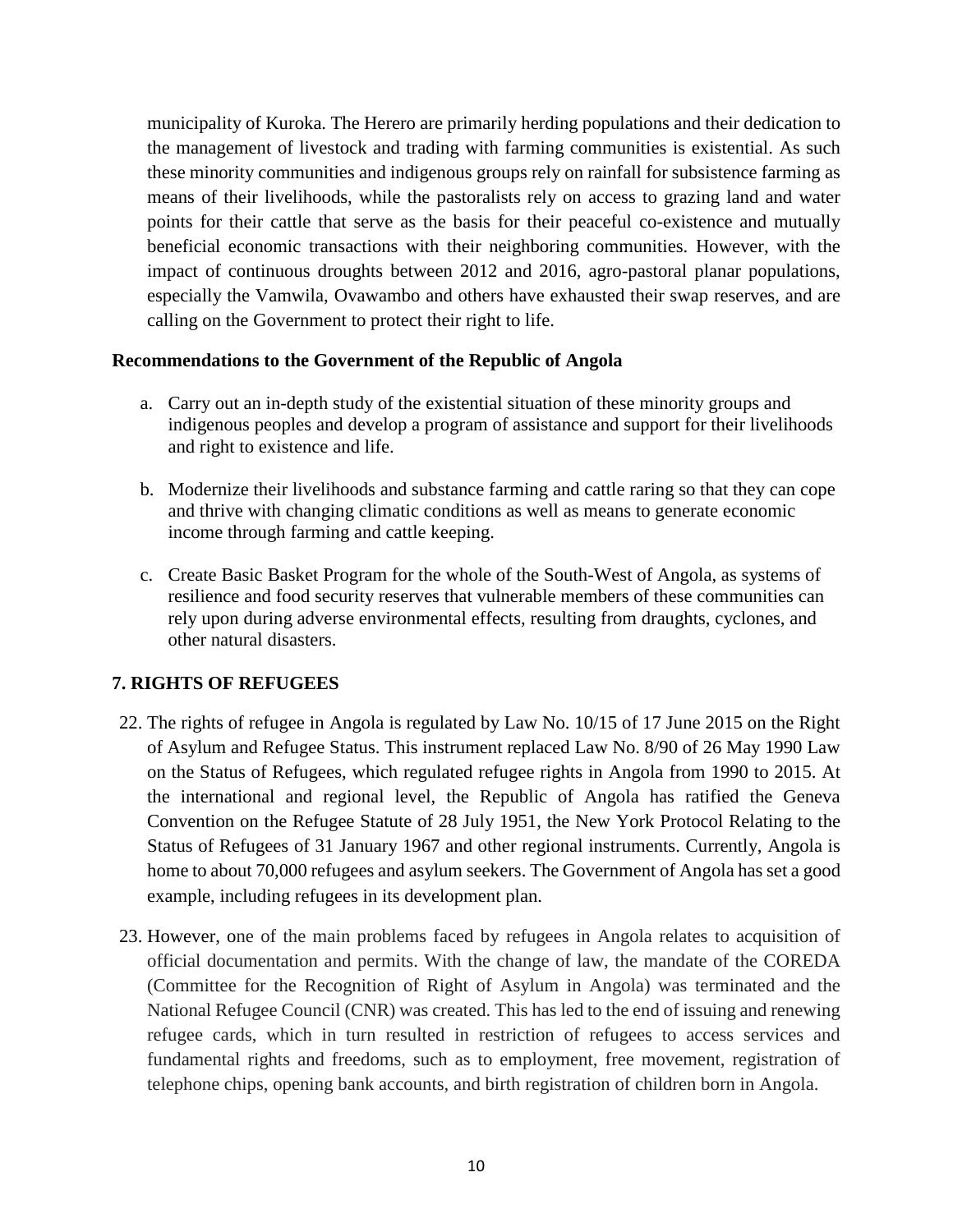municipality of Kuroka. The Herero are primarily herding populations and their dedication to the management of livestock and trading with farming communities is existential. As such these minority communities and indigenous groups rely on rainfall for subsistence farming as means of their livelihoods, while the pastoralists rely on access to grazing land and water points for their cattle that serve as the basis for their peaceful co-existence and mutually beneficial economic transactions with their neighboring communities. However, with the impact of continuous droughts between 2012 and 2016, agro-pastoral planar populations, especially the Vamwila, Ovawambo and others have exhausted their swap reserves, and are calling on the Government to protect their right to life.

**Recommendations to the Government of the Republic of Angola**

a. Carry out an in-depth study of the existential situation of these minority groups and indigenous peoples and develop a program of assistance and support for their livelihoods and right to existence and life.

b. Modernize their livelihoods and substance farming and cattle raring so that they can cope and thrive with changing climatic conditions as well as means to generate economic income through farming and cattle keeping.

c. Create Basic Basket Program for the whole of the South-West of Angola, as systems of resilience and food security reserves that vulnerable members of these communities can rely upon during adverse environmental effects, resulting from draughts, cyclones, and other natural disasters.

## 7. RIGHTS OF REFUGEES

22. The rights of refugee in Angola is regulated by Law No. 10/15 of 17 June 2015 on the Right of Asylum and Refugee Status. This instrument replaced Law No. 8/90 of 26 May 1990 Law on the Status of Refugees, which regulated refugee rights in Angola from 1990 to 2015. At the international and regional level, the Republic of Angola has ratified the Geneva Convention on the Refugee Statute of 28 July 1951, the New York Protocol Relating to the Status of Refugees of 31 January 1967 and other regional instruments. Currently, Angola is home to about 70,000 refugees and asylum seekers. The Government of Angola has set a good example, including refugees in its development plan.

23. However, one of the main problems faced by refugees in Angola relates to acquisition of official documentation and permits. With the change of law, the mandate of the COREDA (Committee for the Recognition of Right of Asylum in Angola) was terminated and the National Refugee Council (CNR) was created. This has led to the end of issuing and renewing refugee cards, which in turn resulted in restriction of refugees to access services and fundamental rights and freedoms, such as to employment, free movement, registration of telephone chips, opening bank accounts, and birth registration of children born in Angola.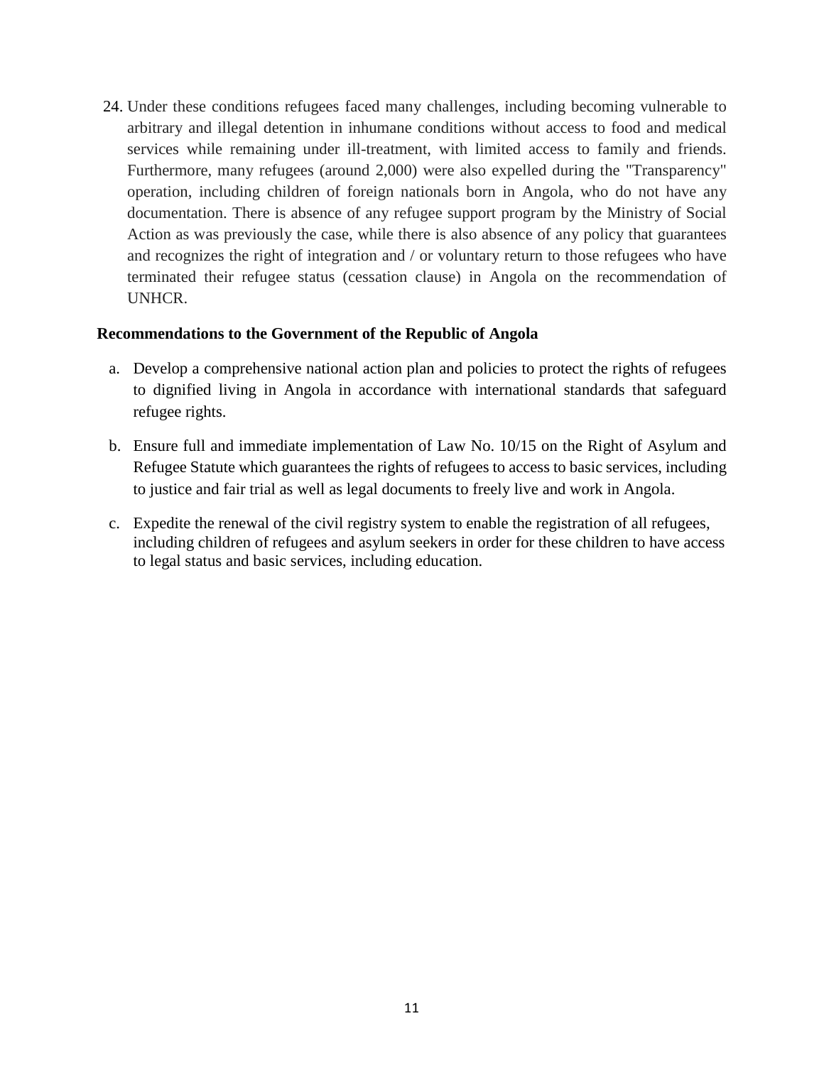24. Under these conditions refugees faced many challenges, including becoming vulnerable to arbitrary and illegal detention in inhumane conditions without access to food and medical services while remaining under ill-treatment, with limited access to family and friends. Furthermore, many refugees (around 2,000) were also expelled during the "Transparency" operation, including children of foreign nationals born in Angola, who do not have any documentation. There is absence of any refugee support program by the Ministry of Social Action as was previously the case, while there is also absence of any policy that guarantees and recognizes the right of integration and / or voluntary return to those refugees who have terminated their refugee status (cessation clause) in Angola on the recommendation of UNHCR.

**Recommendations to the Government of the Republic of Angola**

a. Develop a comprehensive national action plan and policies to protect the rights of refugees to dignified living in Angola in accordance with international standards that safeguard refugee rights.

b. Ensure full and immediate implementation of Law No. 10/15 on the Right of Asylum and Refugee Statute which guarantees the rights of refugees to access to basic services, including to justice and fair trial as well as legal documents to freely live and work in Angola.

c. Expedite the renewal of the civil registry system to enable the registration of all refugees, including children of refugees and asylum seekers in order for these children to have access to legal status and basic services, including education.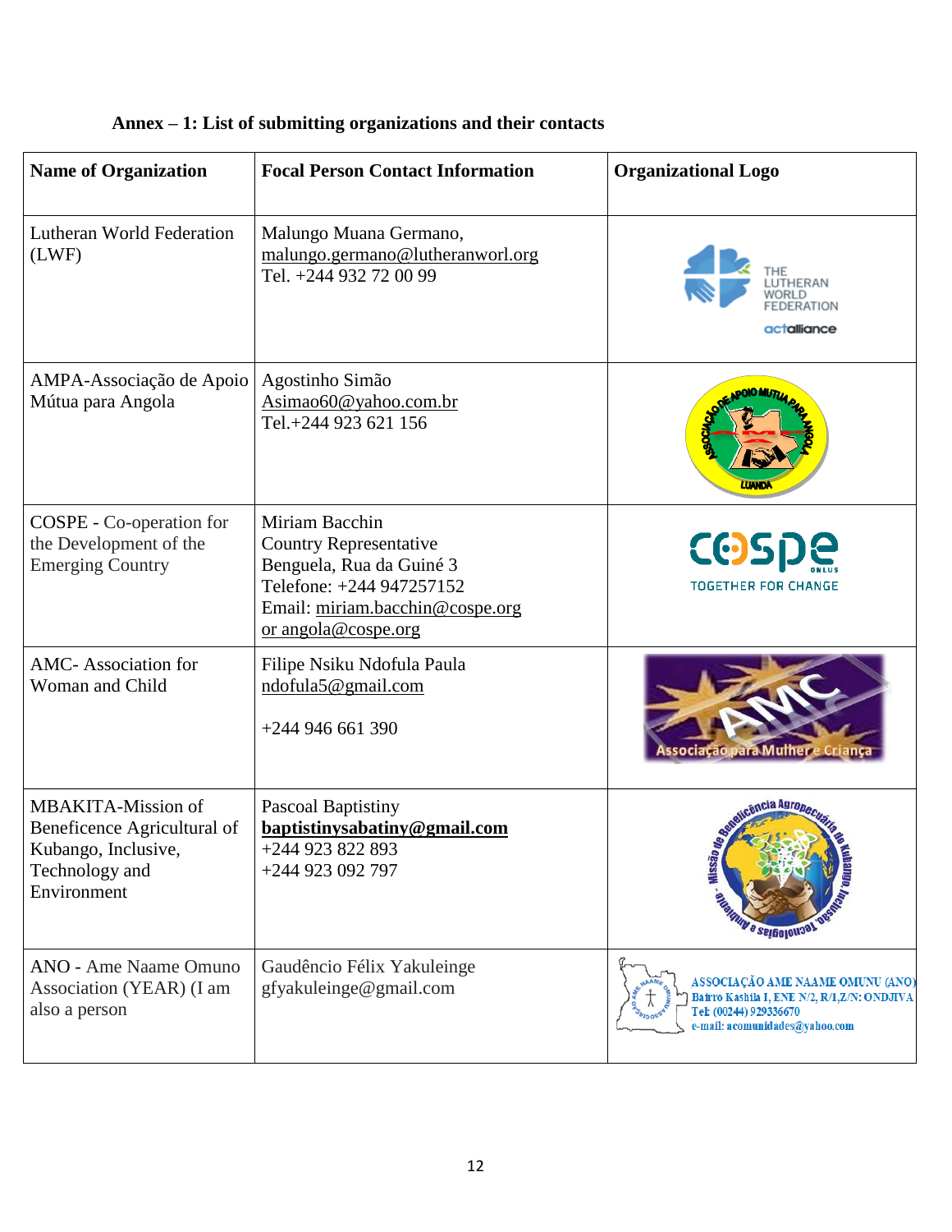## Annex – 1: List of submitting organizations and their contacts

| Name of Organization | Focal Person Contact Information | Organizational Logo |
|---|---|---|
| Lutheran World Federation (LWF) | Malungo Muana Germano, malungo.germano@lutheranworl.org Tel. +244 932 72 00 99 | THE LUTHERAN WORLD FEDERATION actalliance |
| AMPA-Associação de Apoio Mútua para Angola | Agostinho Simão Asimao60@yahoo.com.br Tel.+244 923 621 156 | ASSOCIAÇÃO DE APOIO MUTUA PARA ANGOLA LUANDA |
| COSPE - Co-operation for the Development of the Emerging Country | Miriam Bacchin Country Representative Benguela, Rua da Guiné 3 Telefone: +244 947257152 Email: miriam.bacchin@cospe.org or angola@cospe.org | cospe ONLUS TOGETHER FOR CHANGE |
| AMC- Association for Woman and Child | Filipe Nsiku Ndofula Paula ndofula5@gmail.com +244 946 661 390 | AMC Associação para Mulher e Criança |
| MBAKITA-Mission of Beneficence Agricultural of Kubango, Inclusive, Technology and Environment | Pascoal Baptistiny **baptistinysabatiny@gmail.com** +244 923 822 893 +244 923 092 797 | Missão de Beneficência Agropecuária do Kubango Inclusão Tecnologias e Ambiente |
| ANO - Ame Naame Omuno Association (YEAR) (I am also a person | Gaudêncio Félix Yakuleinge gfyakuleinge@gmail.com | ASSOCIAÇÃO AME NAAME OMUNU (ANO) Bairro Kashila I, ENE N/2, R/1,Z/N: ONDJIVA Tel: (00244) 929336670 e-mail: acomunidades@yahoo.com |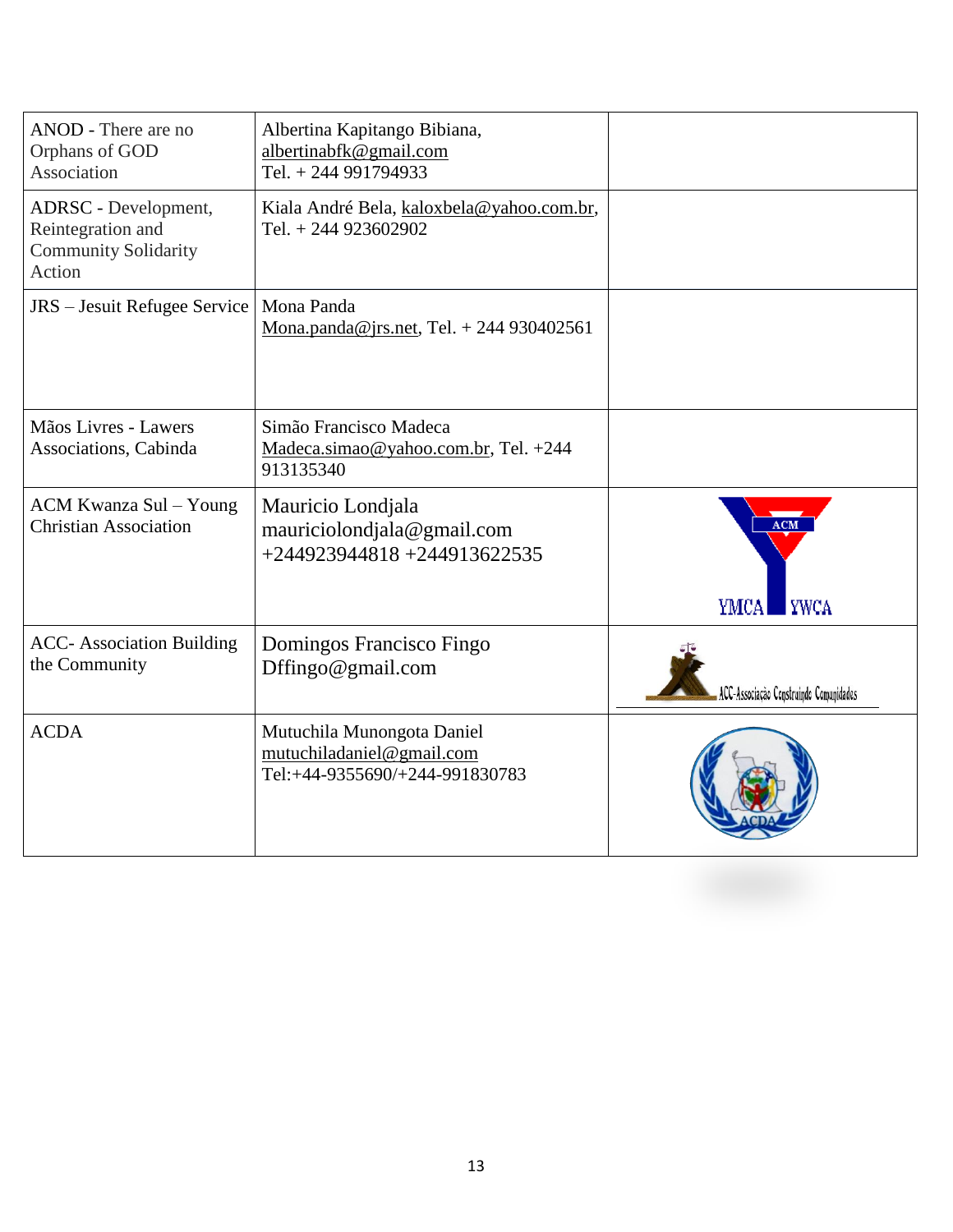| | | |
|---|---|---|
| ANOD - There are no Orphans of GOD Association | Albertina Kapitango Bibiana, albertinabfk@gmail.com Tel. + 244 991794933 | |
| ADRSC - Development, Reintegration and Community Solidarity Action | Kiala André Bela, kaloxbela@yahoo.com.br, Tel. + 244 923602902 | |
| JRS – Jesuit Refugee Service | Mona Panda Mona.panda@jrs.net, Tel. + 244 930402561 | |
| Mãos Livres - Lawers Associations, Cabinda | Simão Francisco Madeca Madeca.simao@yahoo.com.br, Tel. +244 913135340 | |
| ACM Kwanza Sul – Young Christian Association | Mauricio Londjala mauriciolondjala@gmail.com +244923944818 +244913622535 | ACM YMCA YWCA |
| ACC- Association Building the Community | Domingos Francisco Fingo Dffingo@gmail.com | ACC-Associação Construindo Comunidades |
| ACDA | Mutuchila Munongota Daniel mutuchiladaniel@gmail.com Tel:+44-9355690/+244-991830783 | ACDA |